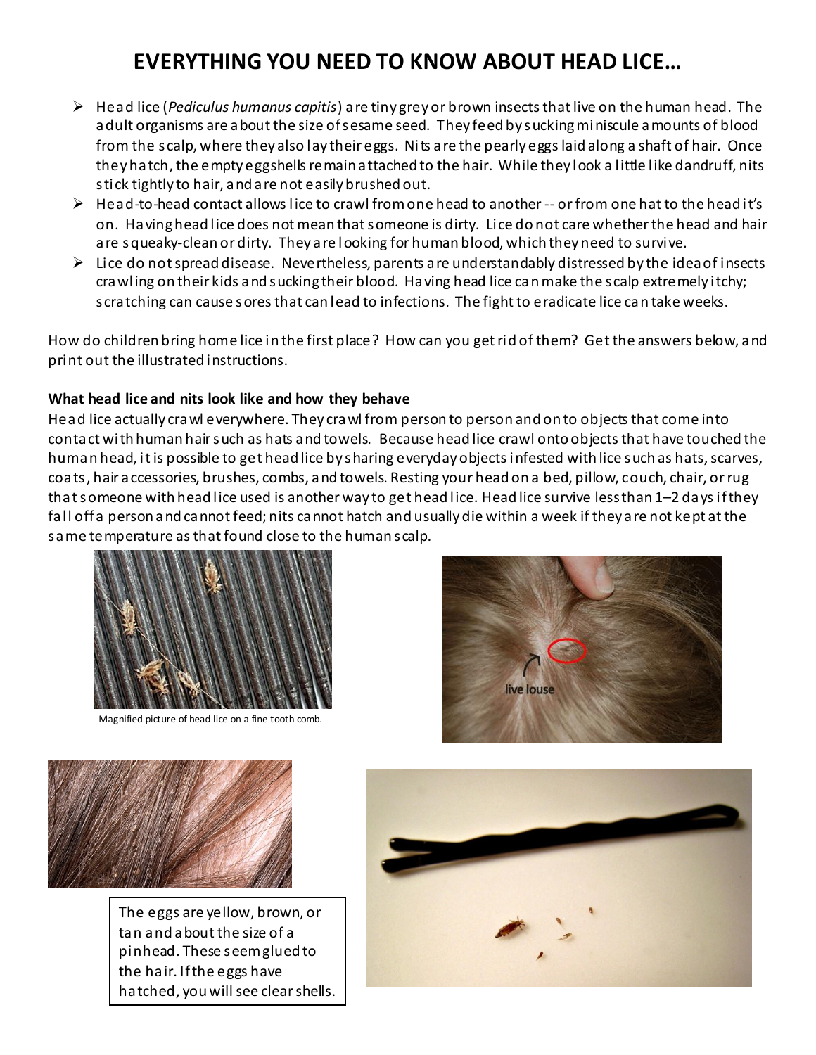# EVERYTHING YOU NEED TO KNOW ABOUT HEAD LICE…

- Head lice (*Pediculus humanus capitis*) are tiny grey or brown insects that live on the human head. The adult organisms are about the size of sesame seed. They feed by sucking miniscule amounts of blood from the scalp, where they also lay their eggs. Nits are the pearly eggs laid along a shaft of hair. Once they hatch, the empty eggshells remain attached to the hair. While they look a little like dandruff, nits stick tightly to hair, and are not easily brushed out.
- Head-to-head contact allows lice to crawl from one head to another -- or from one hat to the head it's on. Having head lice does not mean that someone is dirty. Lice do not care whether the head and hair are squeaky-clean or dirty. They are looking for human blood, which they need to survive.
- Lice do not spread disease. Nevertheless, parents are understandably distressed by the idea of insects crawling on their kids and sucking their blood. Having head lice can make the scalp extremely itchy; scratching can cause sores that can lead to infections. The fight to eradicate lice can take weeks.

How do children bring home lice in the first place? How can you get rid of them? Get the answers below, and print out the illustrated instructions.

**What head lice and nits look like and how they behave**

Head lice actually crawl everywhere. They crawl from person to person and on to objects that come into contact with human hair such as hats and towels. Because head lice crawl onto objects that have touched the human head, it is possible to get head lice by sharing everyday objects infested with lice such as hats, scarves, coats, hair accessories, brushes, combs, and towels. Resting your head on a bed, pillow, couch, chair, or rug that someone with head lice used is another way to get head lice. Head lice survive less than 1–2 days if they fall off a person and cannot feed; nits cannot hatch and usually die within a week if they are not kept at the same temperature as that found close to the human scalp.

Magnified picture of head lice on a fine tooth comb.

live louse

The eggs are yellow, brown, or tan and about the size of a pinhead. These seem glued to the hair. If the eggs have hatched, you will see clear shells.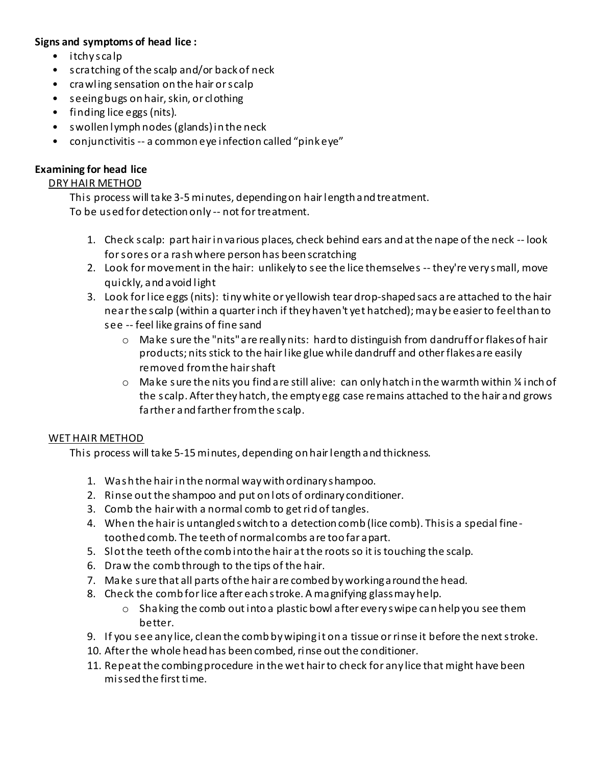**Signs and symptoms of head lice :**

- itchy scalp
- scratching of the scalp and/or back of neck
- crawling sensation on the hair or scalp
- seeing bugs on hair, skin, or clothing
- finding lice eggs (nits).
- swollen lymph nodes (glands) in the neck
- conjunctivitis -- a common eye infection called "pink eye"

**Examining for head lice**

<u>DRY HAIR METHOD</u>

This process will take 3-5 minutes, depending on hair length and treatment.
To be used for detection only -- not for treatment.

1. Check scalp: part hair in various places, check behind ears and at the nape of the neck -- look for sores or a rash where person has been scratching
2. Look for movement in the hair: unlikely to see the lice themselves -- they're very small, move quickly, and avoid light
3. Look for lice eggs (nits): tiny white or yellowish tear drop-shaped sacs are attached to the hair near the scalp (within a quarter inch if they haven't yet hatched); may be easier to feel than to see -- feel like grains of fine sand
   - Make sure the "nits" are really nits: hard to distinguish from dandruff or flakes of hair products; nits stick to the hair like glue while dandruff and other flakes are easily removed from the hair shaft
   - Make sure the nits you find are still alive: can only hatch in the warmth within ¼ inch of the scalp. After they hatch, the empty egg case remains attached to the hair and grows farther and farther from the scalp.

<u>WET HAIR METHOD</u>

This process will take 5-15 minutes, depending on hair length and thickness.

1. Wash the hair in the normal way with ordinary shampoo.
2. Rinse out the shampoo and put on lots of ordinary conditioner.
3. Comb the hair with a normal comb to get rid of tangles.
4. When the hair is untangled switch to a detection comb (lice comb). This is a special fine-toothed comb. The teeth of normal combs are too far apart.
5. Slot the teeth of the comb into the hair at the roots so it is touching the scalp.
6. Draw the comb through to the tips of the hair.
7. Make sure that all parts of the hair are combed by working around the head.
8. Check the comb for lice after each stroke. A magnifying glass may help.
   - Shaking the comb out into a plastic bowl after every swipe can help you see them better.
9. If you see any lice, clean the comb by wiping it on a tissue or rinse it before the next stroke.
10. After the whole head has been combed, rinse out the conditioner.
11. Repeat the combing procedure in the wet hair to check for any lice that might have been missed the first time.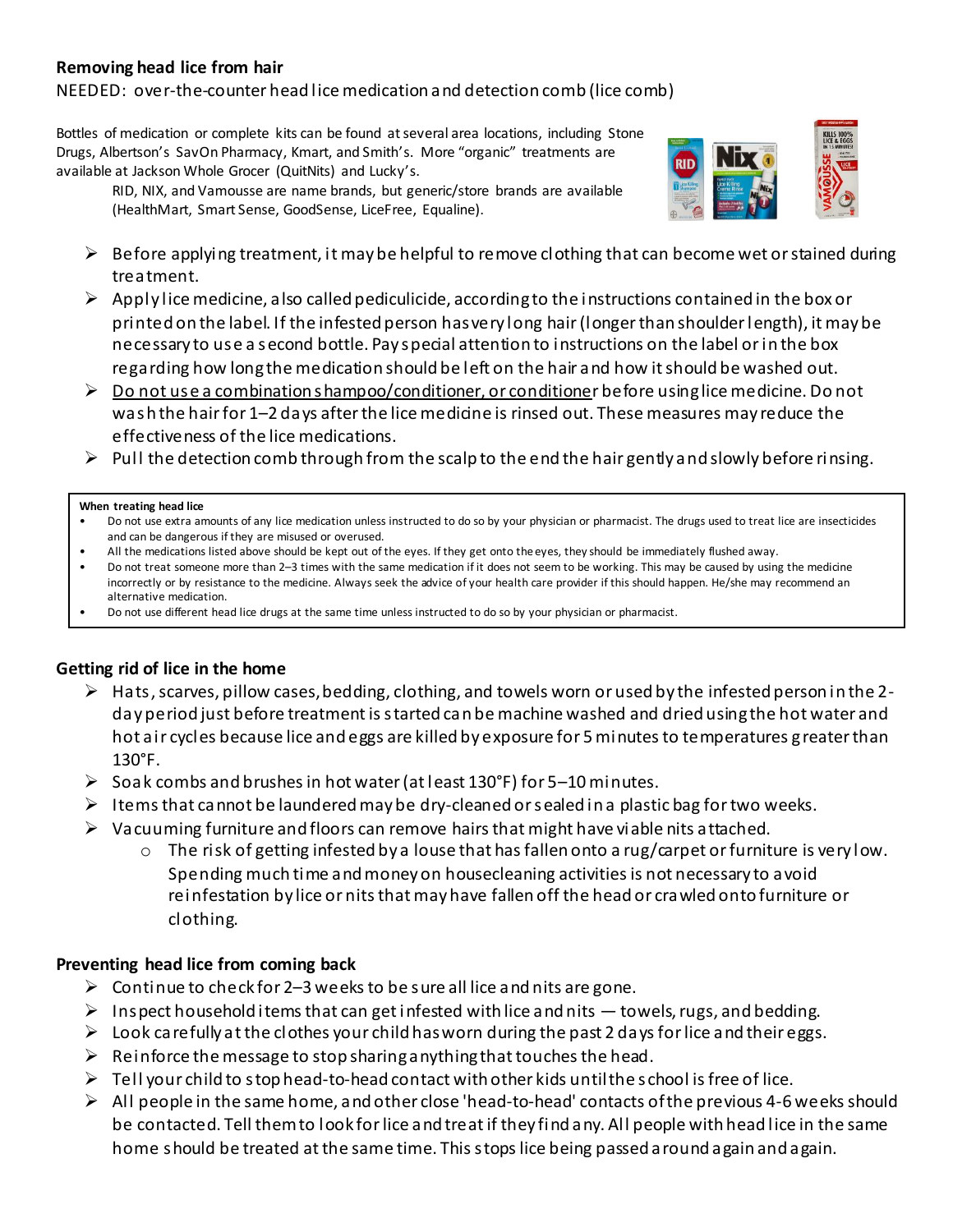**Removing head lice from hair**

NEEDED: over-the-counter head lice medication and detection comb (lice comb)

Bottles of medication or complete kits can be found at several area locations, including Stone Drugs, Albertson's SavOn Pharmacy, Kmart, and Smith's. More "organic" treatments are available at Jackson Whole Grocer (QuitNits) and Lucky's.

RID, NIX, and Vamousse are name brands, but generic/store brands are available (HealthMart, Smart Sense, GoodSense, LiceFree, Equaline).

- Before applying treatment, it may be helpful to remove clothing that can become wet or stained during treatment.
- Apply lice medicine, also called pediculicide, according to the instructions contained in the box or printed on the label. If the infested person has very long hair (longer than shoulder length), it may be necessary to use a second bottle. Pay special attention to instructions on the label or in the box regarding how long the medication should be left on the hair and how it should be washed out.
- <u>Do not use a combination shampoo/conditioner, or conditioner</u> before using lice medicine. Do not wash the hair for 1–2 days after the lice medicine is rinsed out. These measures may reduce the effectiveness of the lice medications.
- Pull the detection comb through from the scalp to the end the hair gently and slowly before rinsing.

**When treating head lice**

- Do not use extra amounts of any lice medication unless instructed to do so by your physician or pharmacist. The drugs used to treat lice are insecticides and can be dangerous if they are misused or overused.
- All the medications listed above should be kept out of the eyes. If they get onto the eyes, they should be immediately flushed away.
- Do not treat someone more than 2–3 times with the same medication if it does not seem to be working. This may be caused by using the medicine incorrectly or by resistance to the medicine. Always seek the advice of your health care provider if this should happen. He/she may recommend an alternative medication.
- Do not use different head lice drugs at the same time unless instructed to do so by your physician or pharmacist.

**Getting rid of lice in the home**

- Hats, scarves, pillow cases, bedding, clothing, and towels worn or used by the infested person in the 2-day period just before treatment is started can be machine washed and dried using the hot water and hot air cycles because lice and eggs are killed by exposure for 5 minutes to temperatures greater than 130°F.
- Soak combs and brushes in hot water (at least 130°F) for 5–10 minutes.
- Items that cannot be laundered may be dry-cleaned or sealed in a plastic bag for two weeks.
- Vacuuming furniture and floors can remove hairs that might have viable nits attached.
  - The risk of getting infested by a louse that has fallen onto a rug/carpet or furniture is very low. Spending much time and money on housecleaning activities is not necessary to avoid reinfestation by lice or nits that may have fallen off the head or crawled onto furniture or clothing.

**Preventing head lice from coming back**

- Continue to check for 2–3 weeks to be sure all lice and nits are gone.
- Inspect household items that can get infested with lice and nits — towels, rugs, and bedding.
- Look carefully at the clothes your child has worn during the past 2 days for lice and their eggs.
- Reinforce the message to stop sharing anything that touches the head.
- Tell your child to stop head-to-head contact with other kids until the school is free of lice.
- All people in the same home, and other close 'head-to-head' contacts of the previous 4-6 weeks should be contacted. Tell them to look for lice and treat if they find any. All people with head lice in the same home should be treated at the same time. This stops lice being passed around again and again.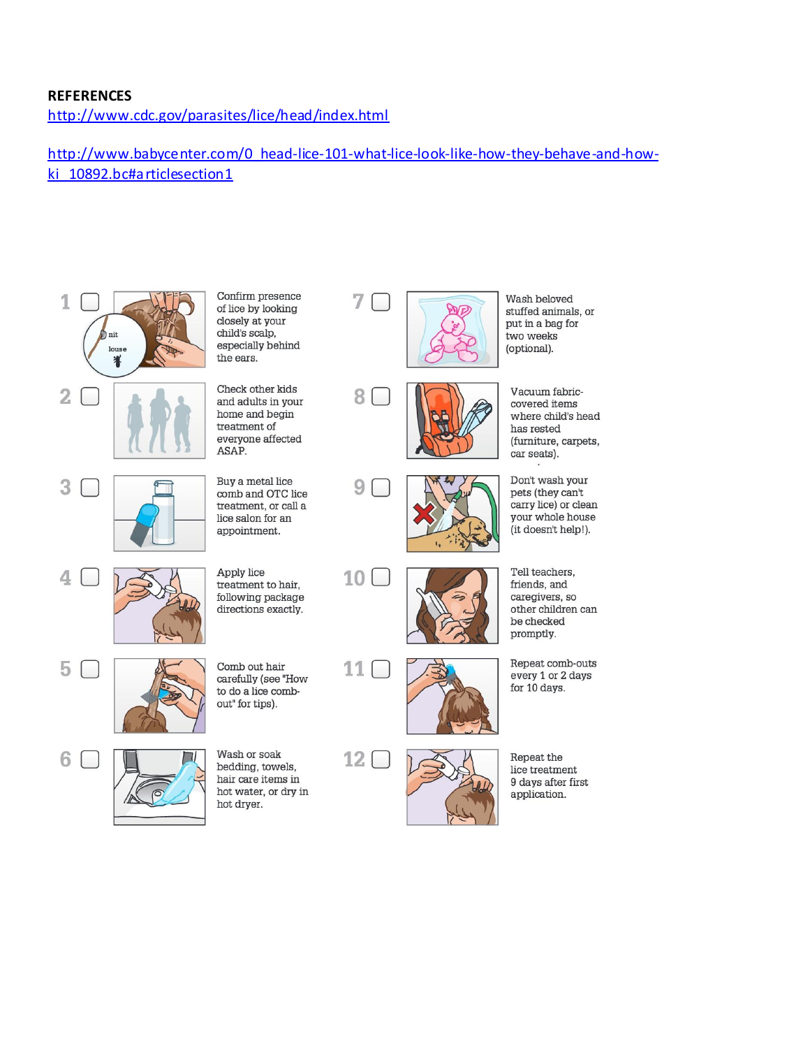**REFERENCES**

http://www.cdc.gov/parasites/lice/head/index.html

http://www.babycenter.com/0_head-lice-101-what-lice-look-like-how-they-behave-and-how-ki_10892.bc#articlesection1

1 ☐ Confirm presence of lice by looking closely at your child's scalp, especially behind the ears.

nit

louse

2 ☐ Check other kids and adults in your home and begin treatment of everyone affected ASAP.

3 ☐ Buy a metal lice comb and OTC lice treatment, or call a lice salon for an appointment.

4 ☐ Apply lice treatment to hair, following package directions exactly.

5 ☐ Comb out hair carefully (see "How to do a lice comb-out" for tips).

6 ☐ Wash or soak bedding, towels, hair care items in hot water, or dry in hot dryer.

7 ☐ Wash beloved stuffed animals, or put in a bag for two weeks (optional).

8 ☐ Vacuum fabric-covered items where child's head has rested (furniture, carpets, car seats).

9 ☐ Don't wash your pets (they can't carry lice) or clean your whole house (it doesn't help!).

10 ☐ Tell teachers, friends, and caregivers, so other children can be checked promptly.

11 ☐ Repeat comb-outs every 1 or 2 days for 10 days.

12 ☐ Repeat the lice treatment 9 days after first application.